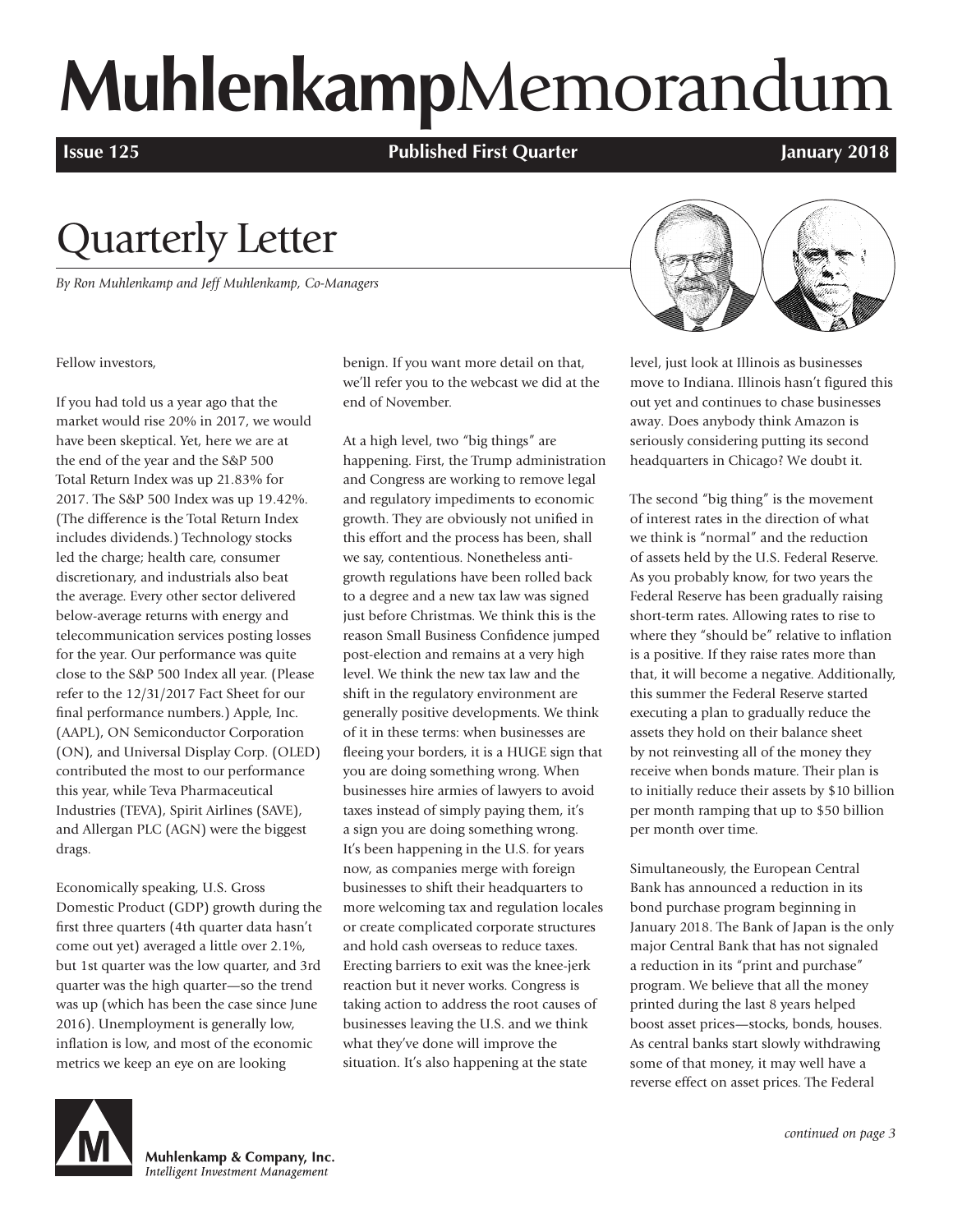# Muhlenkamp Memorandum

**Issue 125** **Published First Quarter** **January 2018**

## Quarterly Letter

*By Ron Muhlenkamp and Jeff Muhlenkamp, Co-Managers*

Fellow investors,

If you had told us a year ago that the market would rise 20% in 2017, we would have been skeptical. Yet, here we are at the end of the year and the S&P 500 Total Return Index was up 21.83% for 2017. The S&P 500 Index was up 19.42%. (The difference is the Total Return Index includes dividends.) Technology stocks led the charge; health care, consumer discretionary, and industrials also beat the average. Every other sector delivered below-average returns with energy and telecommunication services posting losses for the year. Our performance was quite close to the S&P 500 Index all year. (Please refer to the 12/31/2017 Fact Sheet for our final performance numbers.) Apple, Inc. (AAPL), ON Semiconductor Corporation (ON), and Universal Display Corp. (OLED) contributed the most to our performance this year, while Teva Pharmaceutical Industries (TEVA), Spirit Airlines (SAVE), and Allergan PLC (AGN) were the biggest drags.

Economically speaking, U.S. Gross Domestic Product (GDP) growth during the first three quarters (4th quarter data hasn't come out yet) averaged a little over 2.1%, but 1st quarter was the low quarter, and 3rd quarter was the high quarter—so the trend was up (which has been the case since June 2016). Unemployment is generally low, inflation is low, and most of the economic metrics we keep an eye on are looking benign. If you want more detail on that, we'll refer you to the webcast we did at the end of November.

At a high level, two "big things" are happening. First, the Trump administration and Congress are working to remove legal and regulatory impediments to economic growth. They are obviously not unified in this effort and the process has been, shall we say, contentious. Nonetheless anti-growth regulations have been rolled back to a degree and a new tax law was signed just before Christmas. We think this is the reason Small Business Confidence jumped post-election and remains at a very high level. We think the new tax law and the shift in the regulatory environment are generally positive developments. We think of it in these terms: when businesses are fleeing your borders, it is a HUGE sign that you are doing something wrong. When businesses hire armies of lawyers to avoid taxes instead of simply paying them, it's a sign you are doing something wrong. It's been happening in the U.S. for years now, as companies merge with foreign businesses to shift their headquarters to more welcoming tax and regulation locales or create complicated corporate structures and hold cash overseas to reduce taxes. Erecting barriers to exit was the knee-jerk reaction but it never works. Congress is taking action to address the root causes of businesses leaving the U.S. and we think what they've done will improve the situation. It's also happening at the state level, just look at Illinois as businesses move to Indiana. Illinois hasn't figured this out yet and continues to chase businesses away. Does anybody think Amazon is seriously considering putting its second headquarters in Chicago? We doubt it.

The second "big thing" is the movement of interest rates in the direction of what we think is "normal" and the reduction of assets held by the U.S. Federal Reserve. As you probably know, for two years the Federal Reserve has been gradually raising short-term rates. Allowing rates to rise to where they "should be" relative to inflation is a positive. If they raise rates more than that, it will become a negative. Additionally, this summer the Federal Reserve started executing a plan to gradually reduce the assets they hold on their balance sheet by not reinvesting all of the money they receive when bonds mature. Their plan is to initially reduce their assets by $10 billion per month ramping that up to $50 billion per month over time.

Simultaneously, the European Central Bank has announced a reduction in its bond purchase program beginning in January 2018. The Bank of Japan is the only major Central Bank that has not signaled a reduction in its "print and purchase" program. We believe that all the money printed during the last 8 years helped boost asset prices—stocks, bonds, houses. As central banks start slowly withdrawing some of that money, it may well have a reverse effect on asset prices. The Federal

*continued on page 3*

Muhlenkamp & Company, Inc.
*Intelligent Investment Management*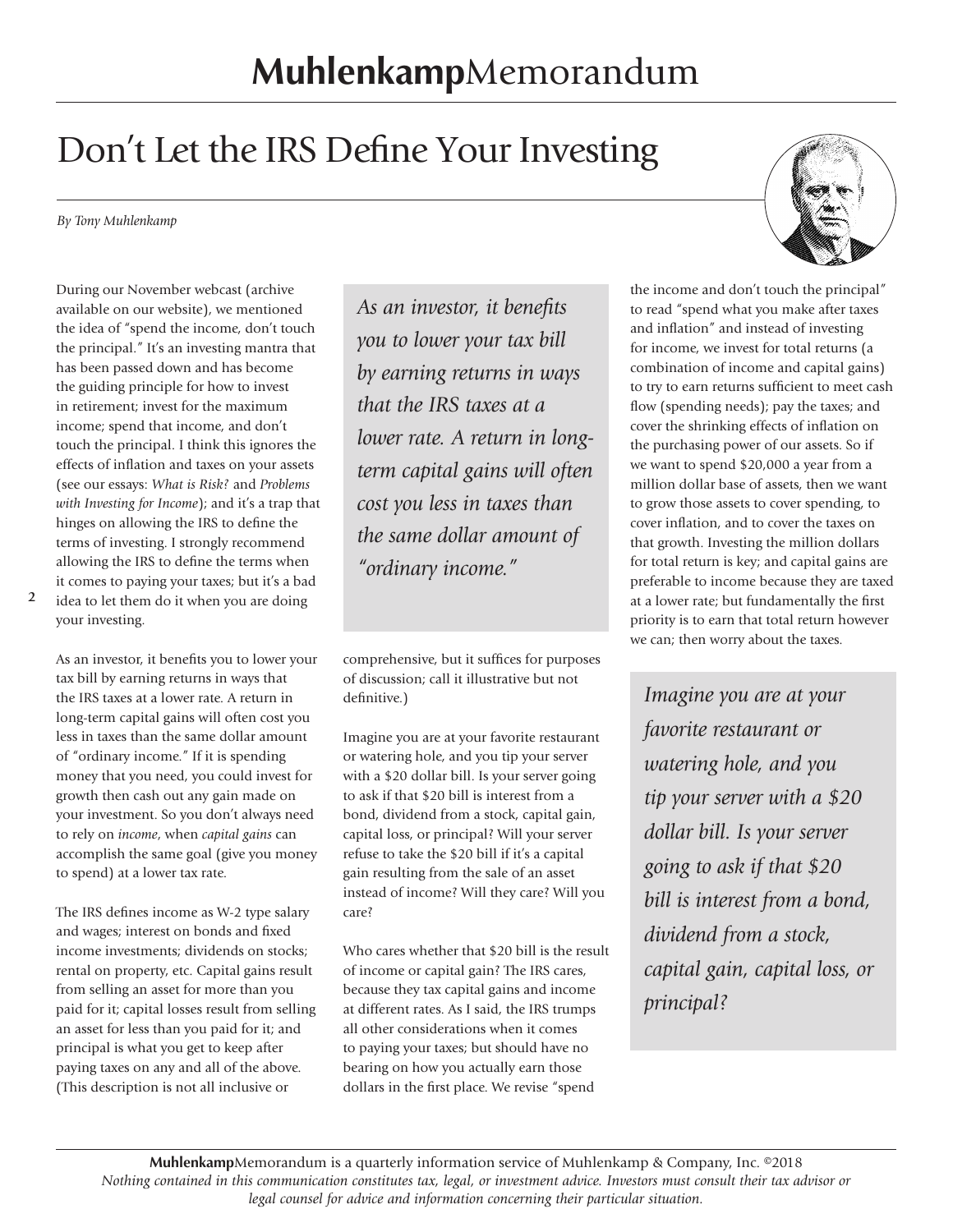# Don't Let the IRS Define Your Investing

*By Tony Muhlenkamp*

During our November webcast (archive available on our website), we mentioned the idea of "spend the income, don't touch the principal." It's an investing mantra that has been passed down and has become the guiding principle for how to invest in retirement; invest for the maximum income; spend that income, and don't touch the principal. I think this ignores the effects of inflation and taxes on your assets (see our essays: *What is Risk?* and *Problems with Investing for Income*); and it's a trap that hinges on allowing the IRS to define the terms of investing. I strongly recommend allowing the IRS to define the terms when it comes to paying your taxes; but it's a bad idea to let them do it when you are doing your investing.

As an investor, it benefits you to lower your tax bill by earning returns in ways that the IRS taxes at a lower rate. A return in long-term capital gains will often cost you less in taxes than the same dollar amount of "ordinary income." If it is spending money that you need, you could invest for growth then cash out any gain made on your investment. So you don't always need to rely on *income*, when *capital gains* can accomplish the same goal (give you money to spend) at a lower tax rate.

> *As an investor, it benefits you to lower your tax bill by earning returns in ways that the IRS taxes at a lower rate. A return in long-term capital gains will often cost you less in taxes than the same dollar amount of "ordinary income."*

The IRS defines income as W-2 type salary and wages; interest on bonds and fixed income investments; dividends on stocks; rental on property, etc. Capital gains result from selling an asset for more than you paid for it; capital losses result from selling an asset for less than you paid for it; and principal is what you get to keep after paying taxes on any and all of the above. (This description is not all inclusive or comprehensive, but it suffices for purposes of discussion; call it illustrative but not definitive.)

Imagine you are at your favorite restaurant or watering hole, and you tip your server with a $20 dollar bill. Is your server going to ask if that $20 bill is interest from a bond, dividend from a stock, capital gain, capital loss, or principal? Will your server refuse to take the $20 bill if it's a capital gain resulting from the sale of an asset instead of income? Will they care? Will you care?

Who cares whether that $20 bill is the result of income or capital gain? The IRS cares, because they tax capital gains and income at different rates. As I said, the IRS trumps all other considerations when it comes to paying your taxes; but should have no bearing on how you actually earn those dollars in the first place. We revise "spend the income and don't touch the principal" to read "spend what you make after taxes and inflation" and instead of investing for income, we invest for total returns (a combination of income and capital gains) to try to earn returns sufficient to meet cash flow (spending needs); pay the taxes; and cover the shrinking effects of inflation on the purchasing power of our assets. So if we want to spend $20,000 a year from a million dollar base of assets, then we want to grow those assets to cover spending, to cover inflation, and to cover the taxes on that growth. Investing the million dollars for total return is key; and capital gains are preferable to income because they are taxed at a lower rate; but fundamentally the first priority is to earn that total return however we can; then worry about the taxes.

> *Imagine you are at your favorite restaurant or watering hole, and you tip your server with a $20 dollar bill. Is your server going to ask if that $20 bill is interest from a bond, dividend from a stock, capital gain, capital loss, or principal?*

**Muhlenkamp**Memorandum is a quarterly information service of Muhlenkamp & Company, Inc. ©2018
*Nothing contained in this communication constitutes tax, legal, or investment advice. Investors must consult their tax advisor or legal counsel for advice and information concerning their particular situation.*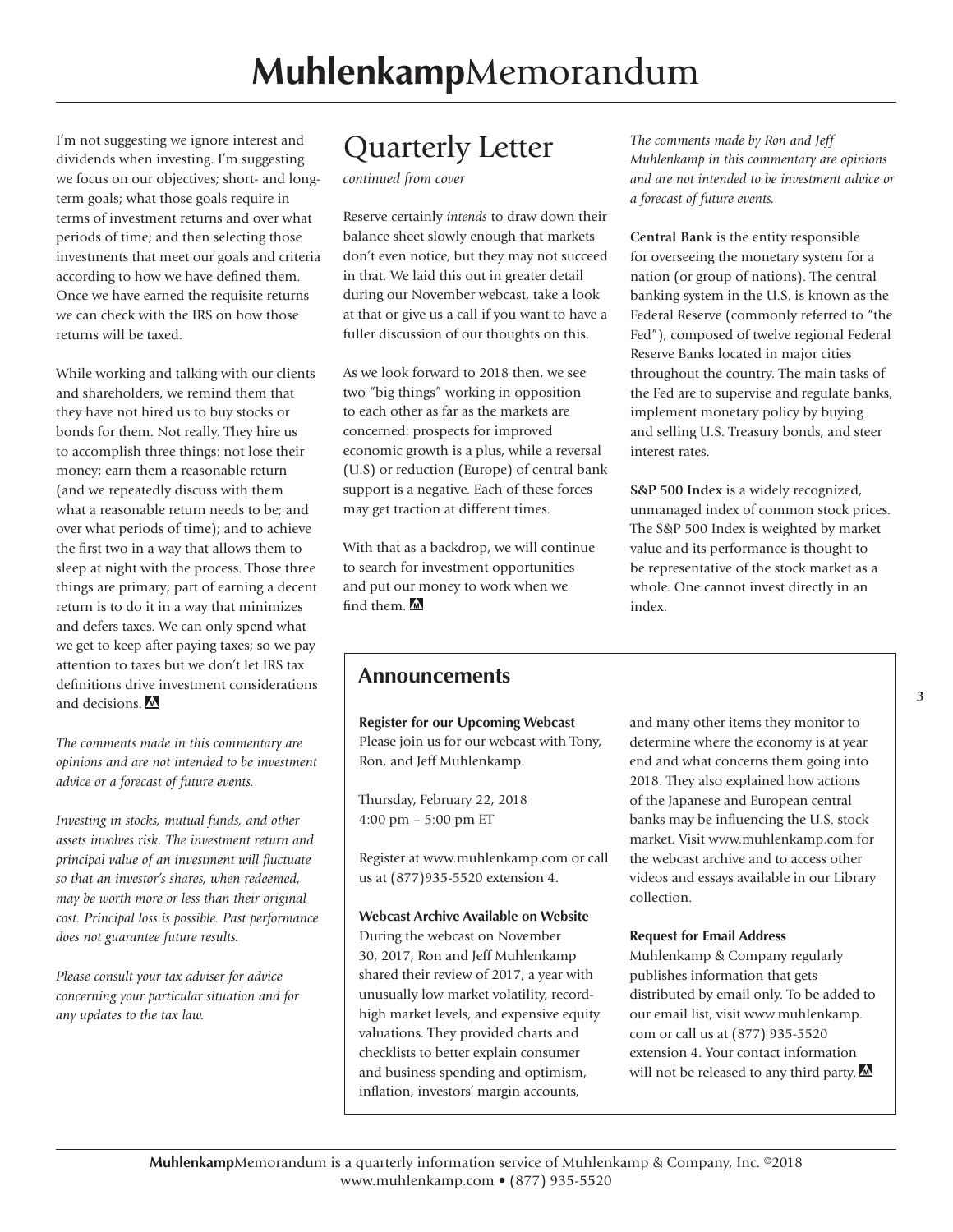I'm not suggesting we ignore interest and dividends when investing. I'm suggesting we focus on our objectives; short- and long-term goals; what those goals require in terms of investment returns and over what periods of time; and then selecting those investments that meet our goals and criteria according to how we have defined them. Once we have earned the requisite returns we can check with the IRS on how those returns will be taxed.

While working and talking with our clients and shareholders, we remind them that they have not hired us to buy stocks or bonds for them. Not really. They hire us to accomplish three things: not lose their money; earn them a reasonable return (and we repeatedly discuss with them what a reasonable return needs to be; and over what periods of time); and to achieve the first two in a way that allows them to sleep at night with the process. Those three things are primary; part of earning a decent return is to do it in a way that minimizes and defers taxes. We can only spend what we get to keep after paying taxes; so we pay attention to taxes but we don't let IRS tax definitions drive investment considerations and decisions.

*The comments made in this commentary are opinions and are not intended to be investment advice or a forecast of future events.*

*Investing in stocks, mutual funds, and other assets involves risk. The investment return and principal value of an investment will fluctuate so that an investor's shares, when redeemed, may be worth more or less than their original cost. Principal loss is possible. Past performance does not guarantee future results.*

*Please consult your tax adviser for advice concerning your particular situation and for any updates to the tax law.*

# Quarterly Letter

*continued from cover*

Reserve certainly *intends* to draw down their balance sheet slowly enough that markets don't even notice, but they may not succeed in that. We laid this out in greater detail during our November webcast, take a look at that or give us a call if you want to have a fuller discussion of our thoughts on this.

As we look forward to 2018 then, we see two "big things" working in opposition to each other as far as the markets are concerned: prospects for improved economic growth is a plus, while a reversal (U.S) or reduction (Europe) of central bank support is a negative. Each of these forces may get traction at different times.

With that as a backdrop, we will continue to search for investment opportunities and put our money to work when we find them.

*The comments made by Ron and Jeff Muhlenkamp in this commentary are opinions and are not intended to be investment advice or a forecast of future events.*

**Central Bank** is the entity responsible for overseeing the monetary system for a nation (or group of nations). The central banking system in the U.S. is known as the Federal Reserve (commonly referred to "the Fed"), composed of twelve regional Federal Reserve Banks located in major cities throughout the country. The main tasks of the Fed are to supervise and regulate banks, implement monetary policy by buying and selling U.S. Treasury bonds, and steer interest rates.

**S&P 500 Index** is a widely recognized, unmanaged index of common stock prices. The S&P 500 Index is weighted by market value and its performance is thought to be representative of the stock market as a whole. One cannot invest directly in an index.

## Announcements

**Register for our Upcoming Webcast**
Please join us for our webcast with Tony, Ron, and Jeff Muhlenkamp.

Thursday, February 22, 2018
4:00 pm – 5:00 pm ET

Register at www.muhlenkamp.com or call us at (877)935-5520 extension 4.

**Webcast Archive Available on Website**
During the webcast on November 30, 2017, Ron and Jeff Muhlenkamp shared their review of 2017, a year with unusually low market volatility, record-high market levels, and expensive equity valuations. They provided charts and checklists to better explain consumer and business spending and optimism, inflation, investors' margin accounts, and many other items they monitor to determine where the economy is at year end and what concerns them going into 2018. They also explained how actions of the Japanese and European central banks may be influencing the U.S. stock market. Visit www.muhlenkamp.com for the webcast archive and to access other videos and essays available in our Library collection.

**Request for Email Address**
Muhlenkamp & Company regularly publishes information that gets distributed by email only. To be added to our email list, visit www.muhlenkamp.com or call us at (877) 935-5520 extension 4. Your contact information will not be released to any third party.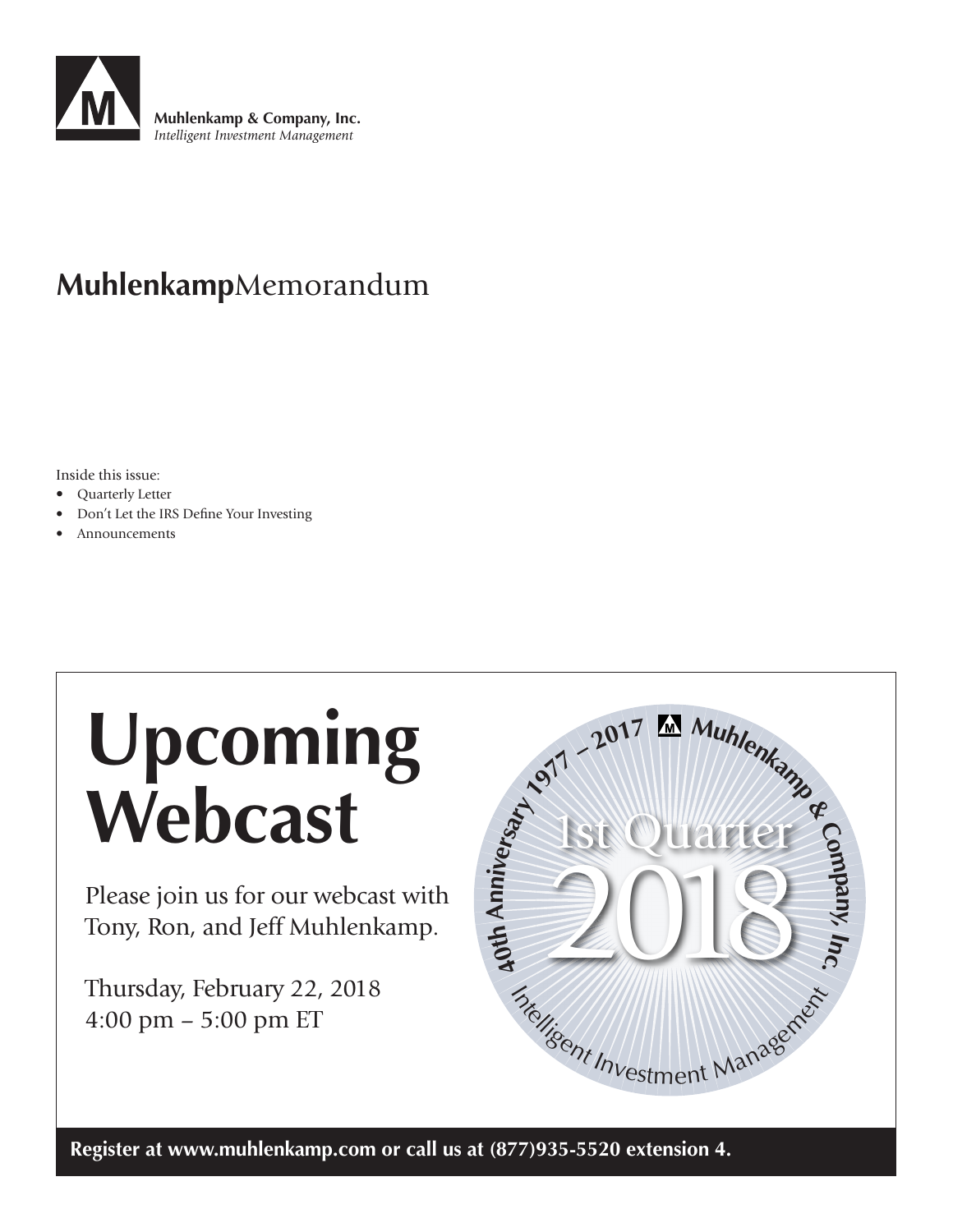Muhlenkamp & Company, Inc.
*Intelligent Investment Management*

# **Muhlenkamp**Memorandum

Inside this issue:

- Quarterly Letter
- Don't Let the IRS Define Your Investing
- Announcements

# Upcoming Webcast

Please join us for our webcast with Tony, Ron, and Jeff Muhlenkamp.

Thursday, February 22, 2018
4:00 pm – 5:00 pm ET

40th Anniversary 1977 – 2017 Muhlenkamp & Company, Inc.
1st Quarter 2018
Intelligent Investment Management

**Register at www.muhlenkamp.com or call us at (877)935-5520 extension 4.**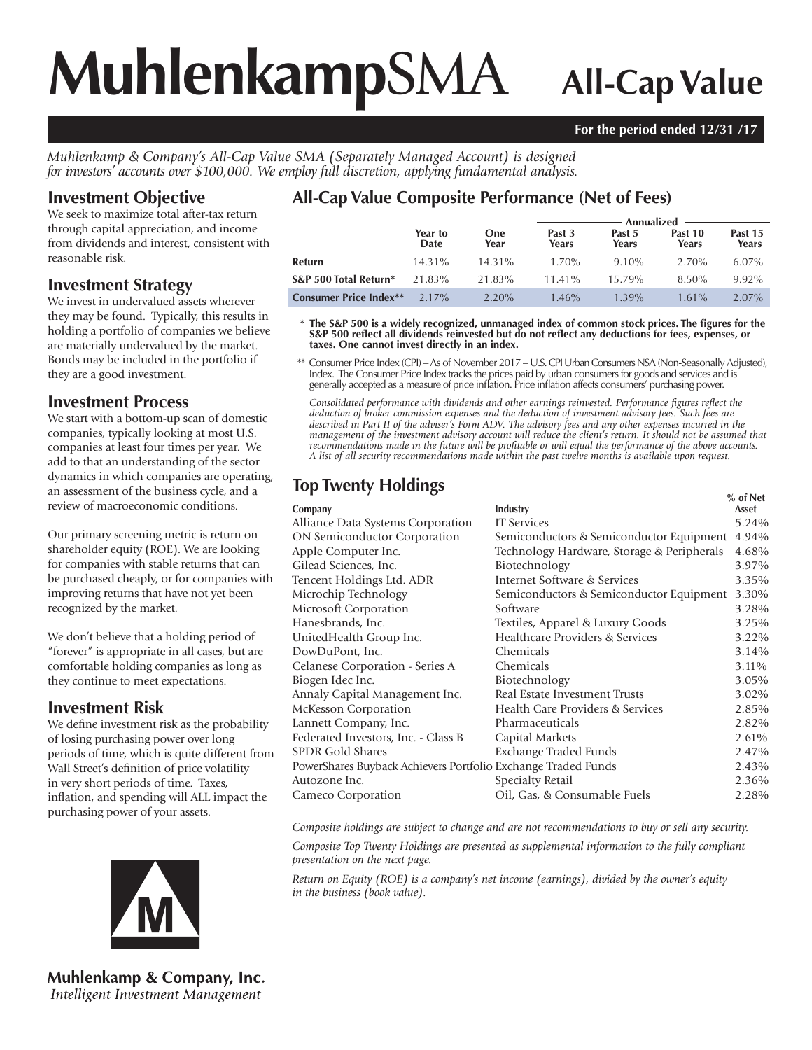# **Muhlenkamp**SMA All-Cap Value

**For the period ended 12/31 /17**

*Muhlenkamp & Company's All-Cap Value SMA (Separately Managed Account) is designed for investors' accounts over $100,000. We employ full discretion, applying fundamental analysis.*

## Investment Objective

We seek to maximize total after-tax return through capital appreciation, and income from dividends and interest, consistent with reasonable risk.

## Investment Strategy

We invest in undervalued assets wherever they may be found. Typically, this results in holding a portfolio of companies we believe are materially undervalued by the market. Bonds may be included in the portfolio if they are a good investment.

## Investment Process

We start with a bottom-up scan of domestic companies, typically looking at most U.S. companies at least four times per year. We add to that an understanding of the sector dynamics in which companies are operating, an assessment of the business cycle, and a review of macroeconomic conditions.

Our primary screening metric is return on shareholder equity (ROE). We are looking for companies with stable returns that can be purchased cheaply, or for companies with improving returns that have not yet been recognized by the market.

We don't believe that a holding period of "forever" is appropriate in all cases, but are comfortable holding companies as long as they continue to meet expectations.

## Investment Risk

We define investment risk as the probability of losing purchasing power over long periods of time, which is quite different from Wall Street's definition of price volatility in very short periods of time. Taxes, inflation, and spending will ALL impact the purchasing power of your assets.

**Muhlenkamp & Company, Inc.**
*Intelligent Investment Management*

## All-Cap Value Composite Performance (Net of Fees)

| | | | Annualized | | | |
|---|---|---|---|---|---|---|
| | **Year to Date** | **One Year** | **Past 3 Years** | **Past 5 Years** | **Past 10 Years** | **Past 15 Years** |
| **Return** | 14.31% | 14.31% | 1.70% | 9.10% | 2.70% | 6.07% |
| **S&P 500 Total Return*** | 21.83% | 21.83% | 11.41% | 15.79% | 8.50% | 9.92% |
| **Consumer Price Index**** | 2.17% | 2.20% | 1.46% | 1.39% | 1.61% | 2.07% |

\* **The S&P 500 is a widely recognized, unmanaged index of common stock prices. The figures for the S&P 500 reflect all dividends reinvested but do not reflect any deductions for fees, expenses, or taxes. One cannot invest directly in an index.**

\*\* Consumer Price Index (CPI) – As of November 2017 – U.S. CPI Urban Consumers NSA (Non-Seasonally Adjusted), Index. The Consumer Price Index tracks the prices paid by urban consumers for goods and services and is generally accepted as a measure of price inflation. Price inflation affects consumers' purchasing power.

*Consolidated performance with dividends and other earnings reinvested. Performance figures reflect the deduction of broker commission expenses and the deduction of investment advisory fees. Such fees are described in Part II of the adviser's Form ADV. The advisory fees and any other expenses incurred in the management of the investment advisory account will reduce the client's return. It should not be assumed that recommendations made in the future will be profitable or will equal the performance of the above accounts. A list of all security recommendations made within the past twelve months is available upon request.*

## Top Twenty Holdings

| Company | Industry | % of Net Asset |
|---|---|---|
| Alliance Data Systems Corporation | IT Services | 5.24% |
| ON Semiconductor Corporation | Semiconductors & Semiconductor Equipment | 4.94% |
| Apple Computer Inc. | Technology Hardware, Storage & Peripherals | 4.68% |
| Gilead Sciences, Inc. | Biotechnology | 3.97% |
| Tencent Holdings Ltd. ADR | Internet Software & Services | 3.35% |
| Microchip Technology | Semiconductors & Semiconductor Equipment | 3.30% |
| Microsoft Corporation | Software | 3.28% |
| Hanesbrands, Inc. | Textiles, Apparel & Luxury Goods | 3.25% |
| UnitedHealth Group Inc. | Healthcare Providers & Services | 3.22% |
| DowDuPont, Inc. | Chemicals | 3.14% |
| Celanese Corporation - Series A | Chemicals | 3.11% |
| Biogen Idec Inc. | Biotechnology | 3.05% |
| Annaly Capital Management Inc. | Real Estate Investment Trusts | 3.02% |
| McKesson Corporation | Health Care Providers & Services | 2.85% |
| Lannett Company, Inc. | Pharmaceuticals | 2.82% |
| Federated Investors, Inc. - Class B | Capital Markets | 2.61% |
| SPDR Gold Shares | Exchange Traded Funds | 2.47% |
| PowerShares Buyback Achievers Portfolio | Exchange Traded Funds | 2.43% |
| Autozone Inc. | Specialty Retail | 2.36% |
| Cameco Corporation | Oil, Gas, & Consumable Fuels | 2.28% |

*Composite holdings are subject to change and are not recommendations to buy or sell any security.*

*Composite Top Twenty Holdings are presented as supplemental information to the fully compliant presentation on the next page.*

*Return on Equity (ROE) is a company's net income (earnings), divided by the owner's equity in the business (book value).*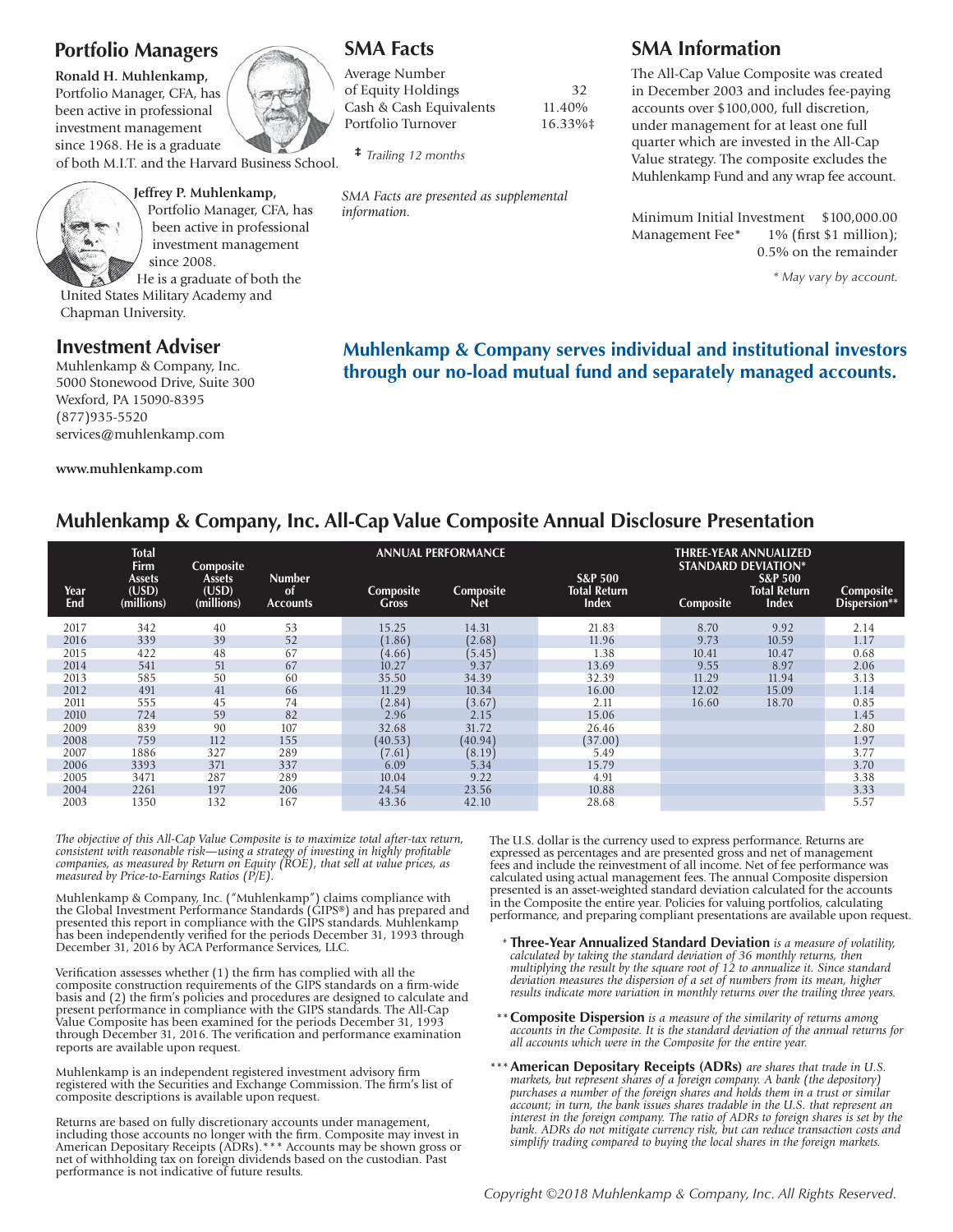## Portfolio Managers

**Ronald H. Muhlenkamp,** Portfolio Manager, CFA, has been active in professional investment management since 1968. He is a graduate of both M.I.T. and the Harvard Business School.

**Jeffrey P. Muhlenkamp,** Portfolio Manager, CFA, has been active in professional investment management since 2008. He is a graduate of both the United States Military Academy and Chapman University.

## Investment Adviser

Muhlenkamp & Company, Inc.
5000 Stonewood Drive, Suite 300
Wexford, PA 15090-8395
(877)935-5520
services@muhlenkamp.com

**www.muhlenkamp.com**

## SMA Facts

| | |
|---|---|
| Average Number of Equity Holdings | 32 |
| Cash & Cash Equivalents | 11.40% |
| Portfolio Turnover | 16.33%‡ |

‡ *Trailing 12 months*

*SMA Facts are presented as supplemental information.*

## SMA Information

The All-Cap Value Composite was created in December 2003 and includes fee-paying accounts over $100,000, full discretion, under management for at least one full quarter which are invested in the All-Cap Value strategy. The composite excludes the Muhlenkamp Fund and any wrap fee account.

| | |
|---|---|
| Minimum Initial Investment | $100,000.00 |
| Management Fee* | 1% (first $1 million); 0.5% on the remainder |

*\* May vary by account.*

**Muhlenkamp & Company serves individual and institutional investors through our no-load mutual fund and separately managed accounts.**

## Muhlenkamp & Company, Inc. All-Cap Value Composite Annual Disclosure Presentation

| | | | | ANNUAL PERFORMANCE | | | THREE-YEAR ANNUALIZED STANDARD DEVIATION* | | |
|---|---|---|---|---|---|---|---|---|---|
| Year End | Total Firm Assets (USD) (millions) | Composite Assets (USD) (millions) | Number of Accounts | Composite Gross | Composite Net | S&P 500 Total Return Index | Composite | S&P 500 Total Return Index | Composite Dispersion** |
| 2017 | 342 | 40 | 53 | 15.25 | 14.31 | 21.83 | 8.70 | 9.92 | 2.14 |
| 2016 | 339 | 39 | 52 | (1.86) | (2.68) | 11.96 | 9.73 | 10.59 | 1.17 |
| 2015 | 422 | 48 | 67 | (4.66) | (5.45) | 1.38 | 10.41 | 10.47 | 0.68 |
| 2014 | 541 | 51 | 67 | 10.27 | 9.37 | 13.69 | 9.55 | 8.97 | 2.06 |
| 2013 | 585 | 50 | 60 | 35.50 | 34.39 | 32.39 | 11.29 | 11.94 | 3.13 |
| 2012 | 491 | 41 | 66 | 11.29 | 10.34 | 16.00 | 12.02 | 15.09 | 1.14 |
| 2011 | 555 | 45 | 74 | (2.84) | (3.67) | 2.11 | 16.60 | 18.70 | 0.85 |
| 2010 | 724 | 59 | 82 | 2.96 | 2.15 | 15.06 | | | 1.45 |
| 2009 | 839 | 90 | 107 | 32.68 | 31.72 | 26.46 | | | 2.80 |
| 2008 | 759 | 112 | 155 | (40.53) | (40.94) | (37.00) | | | 1.97 |
| 2007 | 1886 | 327 | 289 | (7.61) | (8.19) | 5.49 | | | 3.77 |
| 2006 | 3393 | 371 | 337 | 6.09 | 5.34 | 15.79 | | | 3.70 |
| 2005 | 3471 | 287 | 289 | 10.04 | 9.22 | 4.91 | | | 3.38 |
| 2004 | 2261 | 197 | 206 | 24.54 | 23.56 | 10.88 | | | 3.33 |
| 2003 | 1350 | 132 | 167 | 43.36 | 42.10 | 28.68 | | | 5.57 |

*The objective of this All-Cap Value Composite is to maximize total after-tax return, consistent with reasonable risk—using a strategy of investing in highly profitable companies, as measured by Return on Equity (ROE), that sell at value prices, as measured by Price-to-Earnings Ratios (P/E).*

Muhlenkamp & Company, Inc. ("Muhlenkamp") claims compliance with the Global Investment Performance Standards (GIPS®) and has prepared and presented this report in compliance with the GIPS standards. Muhlenkamp has been independently verified for the periods December 31, 1993 through December 31, 2016 by ACA Performance Services, LLC.

Verification assesses whether (1) the firm has complied with all the composite construction requirements of the GIPS standards on a firm-wide basis and (2) the firm's policies and procedures are designed to calculate and present performance in compliance with the GIPS standards. The All-Cap Value Composite has been examined for the periods December 31, 1993 through December 31, 2016. The verification and performance examination reports are available upon request.

Muhlenkamp is an independent registered investment advisory firm registered with the Securities and Exchange Commission. The firm's list of composite descriptions is available upon request.

Returns are based on fully discretionary accounts under management, including those accounts no longer with the firm. Composite may invest in American Depositary Receipts (ADRs).*** Accounts may be shown gross or net of withholding tax on foreign dividends based on the custodian. Past performance is not indicative of future results.

The U.S. dollar is the currency used to express performance. Returns are expressed as percentages and are presented gross and net of management fees and include the reinvestment of all income. Net of fee performance was calculated using actual management fees. The annual Composite dispersion presented is an asset-weighted standard deviation calculated for the accounts in the Composite the entire year. Policies for valuing portfolios, calculating performance, and preparing compliant presentations are available upon request.

\* **Three-Year Annualized Standard Deviation** *is a measure of volatility, calculated by taking the standard deviation of 36 monthly returns, then multiplying the result by the square root of 12 to annualize it. Since standard deviation measures the dispersion of a set of numbers from its mean, higher results indicate more variation in monthly returns over the trailing three years.*

\** **Composite Dispersion** *is a measure of the similarity of returns among accounts in the Composite. It is the standard deviation of the annual returns for all accounts which were in the Composite for the entire year.*

\*** **American Depositary Receipts (ADRs)** *are shares that trade in U.S. markets, but represent shares of a foreign company. A bank (the depository) purchases a number of the foreign shares and holds them in a trust or similar account; in turn, the bank issues shares tradable in the U.S. that represent an interest in the foreign company. The ratio of ADRs to foreign shares is set by the bank. ADRs do not mitigate currency risk, but can reduce transaction costs and simplify trading compared to buying the local shares in the foreign markets.*

*Copyright ©2018 Muhlenkamp & Company, Inc. All Rights Reserved.*